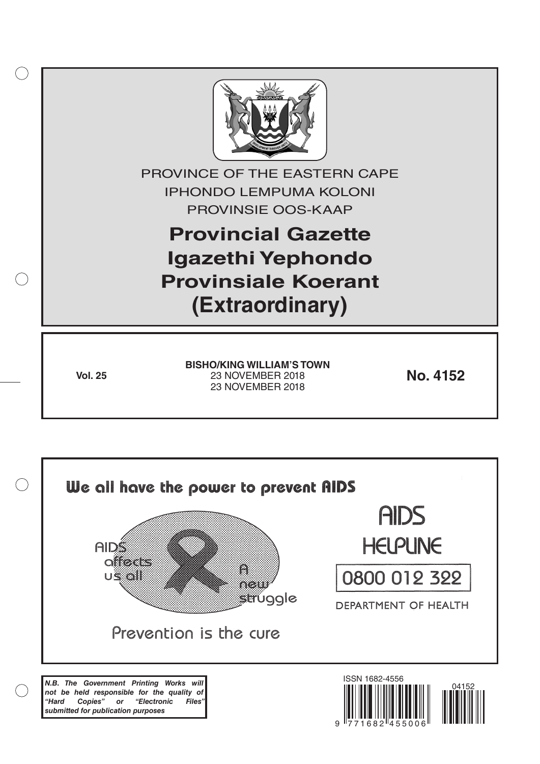PROVINCE OF THE EASTERN CAPE

IPHONDO LEMPUMA KOLONI

PROVINSIE OOS-KAAP

# Provincial Gazette
# Igazethi Yephondo
# Provinsiale Koerant
# (Extraordinary)

**Vol. 25**

**BISHO/KING WILLIAM'S TOWN**
23 NOVEMBER 2018
23 NOVEMBER 2018

**No. 4152**

We all have the power to prevent AIDS

AIDS affects us all

A new struggle

Prevention is the cure

AIDS HELPLINE

0800 012 322

DEPARTMENT OF HEALTH

***N.B. The Government Printing Works will not be held responsible for the quality of "Hard Copies" or "Electronic Files" submitted for publication purposes***

ISSN 1682-4556

04152

9 771682 455006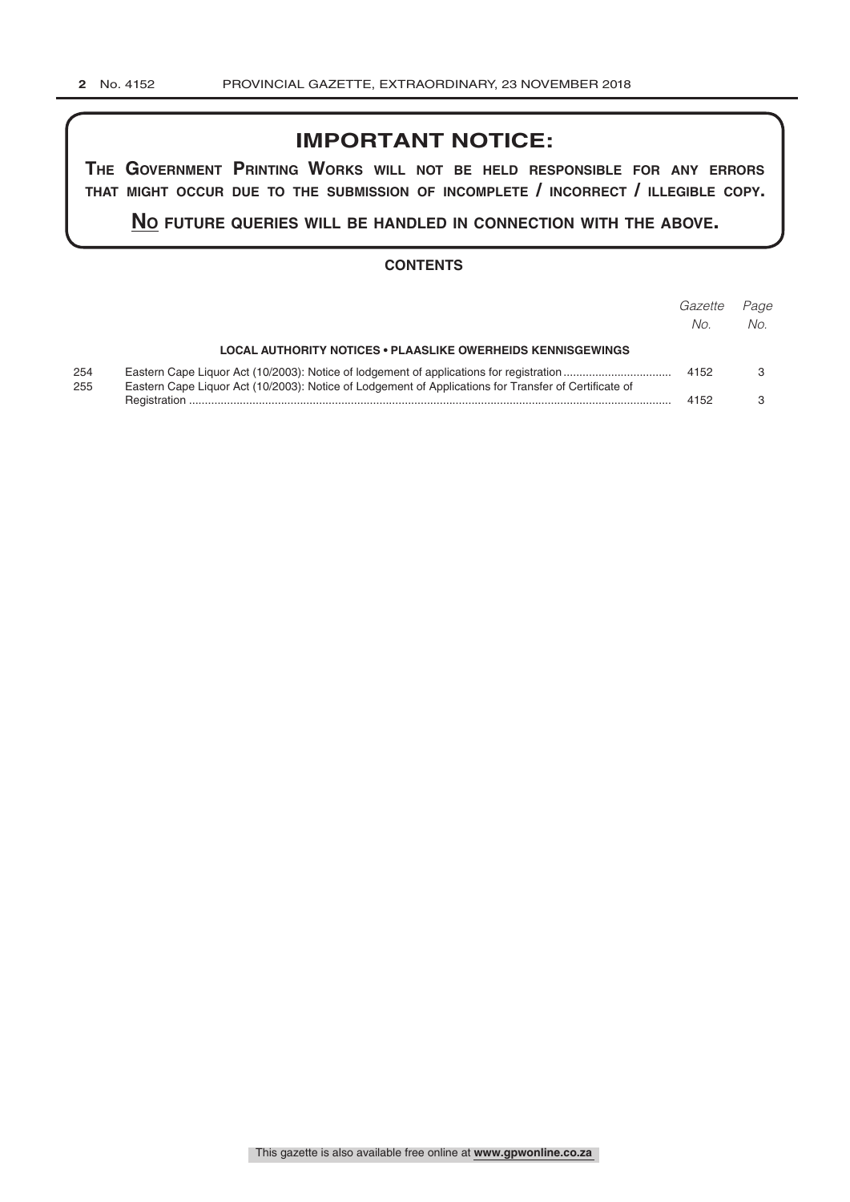## IMPORTANT NOTICE:

**THE GOVERNMENT PRINTING WORKS WILL NOT BE HELD RESPONSIBLE FOR ANY ERRORS THAT MIGHT OCCUR DUE TO THE SUBMISSION OF INCOMPLETE / INCORRECT / ILLEGIBLE COPY.**

**NO FUTURE QUERIES WILL BE HANDLED IN CONNECTION WITH THE ABOVE.**

### CONTENTS

| | | *Gazette No.* | *Page No.* |
|---|---|---|---|
| | **LOCAL AUTHORITY NOTICES • PLAASLIKE OWERHEIDS KENNISGEWINGS** | | |
| 254 | Eastern Cape Liquor Act (10/2003): Notice of lodgement of applications for registration | 4152 | 3 |
| 255 | Eastern Cape Liquor Act (10/2003): Notice of Lodgement of Applications for Transfer of Certificate of Registration | 4152 | 3 |

This gazette is also available free online at **www.gpwonline.co.za**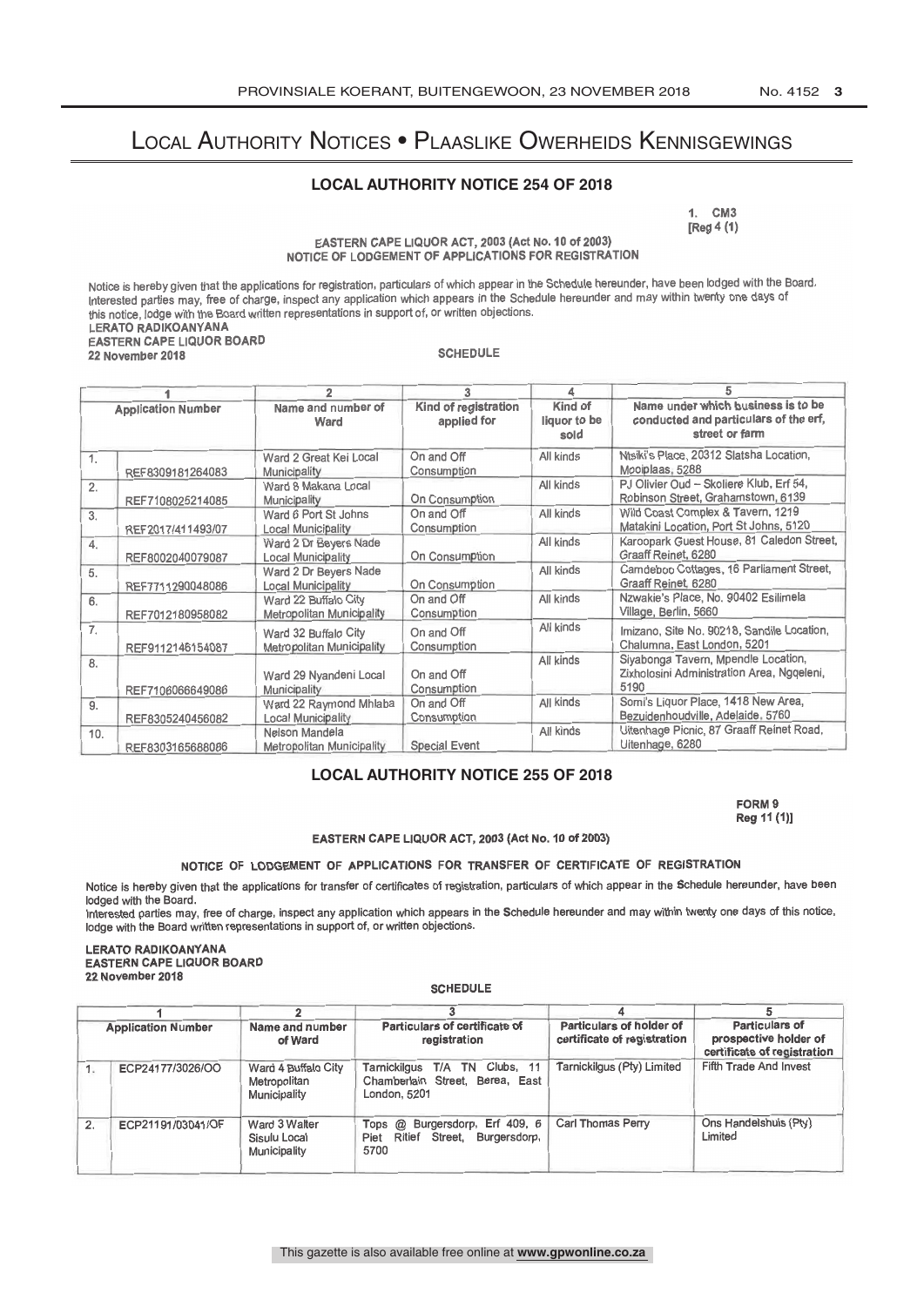# Local Authority Notices • Plaaslike Owerheids Kennisgewings

## LOCAL AUTHORITY NOTICE 254 OF 2018

1. CM3
[Reg 4 (1)

EASTERN CAPE LIQUOR ACT, 2003 (Act No. 10 of 2003)
NOTICE OF LODGEMENT OF APPLICATIONS FOR REGISTRATION

Notice is hereby given that the applications for registration, particulars of which appear in the Schedule hereunder, have been lodged with the Board. Interested parties may, free of charge, inspect any application which appears in the Schedule hereunder and may within twenty one days of this notice, lodge with the Board written representations in support of, or written objections.

LERATO RADIKOANYANA
EASTERN CAPE LIQUOR BOARD
22 November 2018

SCHEDULE

| 1 | | 2 | 3 | 4 | 5 |
|---|---|---|---|---|---|
| Application Number | | Name and number of Ward | Kind of registration applied for | Kind of liquor to be sold | Name under which business is to be conducted and particulars of the erf, street or farm |
| 1. | REF8309181264083 | Ward 2 Great Kei Local Municipality | On and Off Consumption | All kinds | Ntsiki's Place, 20312 Slatsha Location, Mooiplaas, 5288 |
| 2. | REF7108025214085 | Ward 8 Makana Local Municipality | On Consumption | All kinds | PJ Olivier Oud – Skoliere Klub, Erf 54, Robinson Street, Grahamstown, 6139 |
| 3. | REF2017/411493/07 | Ward 6 Port St Johns Local Municipality | On and Off Consumption | All kinds | Wild Coast Complex & Tavern, 1219 Matakini Location, Port St Johns, 5120 |
| 4. | REF8002040079087 | Ward 2 Dr Beyers Nade Local Municipality | On Consumption | All kinds | Karoopark Guest House, 81 Caledon Street, Graaff Reinet, 6280 |
| 5. | REF7711290048086 | Ward 2 Dr Beyers Nade Local Municipality | On Consumption | All kinds | Camdeboo Cottages, 16 Parliament Street, Graaff Reinet, 6280 |
| 6. | REF7012180958082 | Ward 22 Buffalo City Metropolitan Municipality | On and Off Consumption | All kinds | Nzwakie's Place, No. 90402 Esilimela Village, Berlin, 5660 |
| 7. | REF9112146154087 | Ward 32 Buffalo City Metropolitan Municipality | On and Off Consumption | All kinds | Imizano, Site No. 90218, Sandile Location, Chalumna, East London, 5201 |
| 8. | REF7106066649086 | Ward 29 Nyandeni Local Municipality | On and Off Consumption | All kinds | Siyabonga Tavern, Mpendle Location, Zixholosini Administration Area, Ngqeleni, 5190 |
| 9. | REF8305240456082 | Ward 22 Raymond Mhlaba Local Municipality | On and Off Consumption | All kinds | Somi's Liquor Place, 1418 New Area, Bezuidenhoudville, Adelaide, 5760 |
| 10. | REF8303165688086 | Nelson Mandela Metropolitan Municipality | Special Event | All kinds | Uitenhage Picnic, 87 Graaff Reinet Road, Uitenhage, 6280 |

## LOCAL AUTHORITY NOTICE 255 OF 2018

FORM 9
Reg 11 (1)]

EASTERN CAPE LIQUOR ACT, 2003 (Act No. 10 of 2003)

NOTICE OF LODGEMENT OF APPLICATIONS FOR TRANSFER OF CERTIFICATE OF REGISTRATION

Notice is hereby given that the applications for transfer of certificates of registration, particulars of which appear in the Schedule hereunder, have been lodged with the Board.
Interested parties may, free of charge, inspect any application which appears in the Schedule hereunder and may within twenty one days of this notice, lodge with the Board written representations in support of, or written objections.

LERATO RADIKOANYANA
EASTERN CAPE LIQUOR BOARD
22 November 2018

SCHEDULE

| 1 | | 2 | 3 | 4 | 5 |
|---|---|---|---|---|---|
| Application Number | | Name and number of Ward | Particulars of certificate of registration | Particulars of holder of certificate of registration | Particulars of prospective holder of certificate of registration |
| 1. | ECP24177/3026/OO | Ward 4 Buffalo City Metropolitan Municipality | Tarnickilgus T/A TN Clubs, 11 Chamberlain Street, Berea, East London, 5201 | Tarnickilgus (Pty) Limited | Fifth Trade And Invest |
| 2. | ECP21191/03041/OF | Ward 3 Walter Sisulu Local Municipality | Tops @ Burgersdorp, Erf 409, 6 Piet Ritief Street, Burgersdorp, 5700 | Carl Thomas Perry | Ons Handelshuis (Pty) Limited |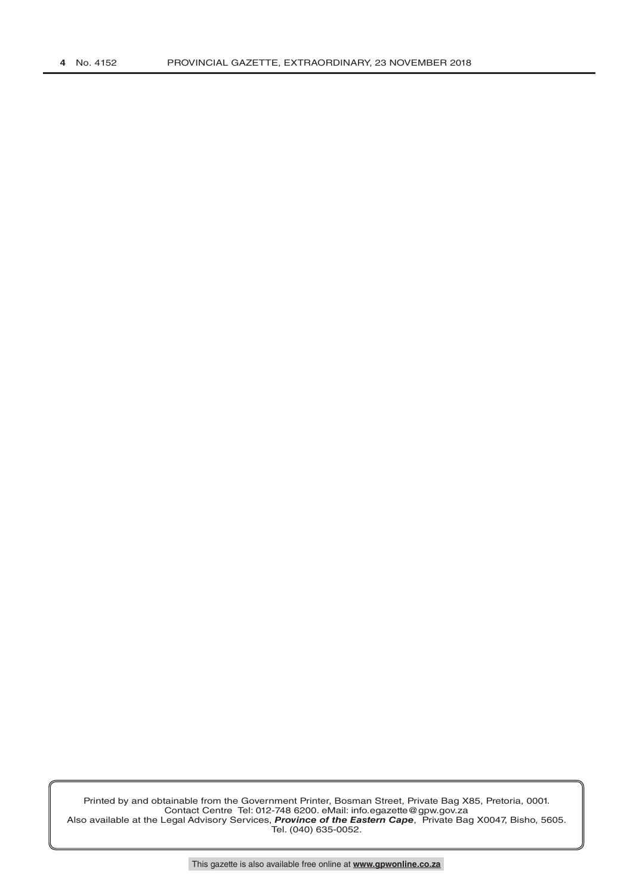Printed by and obtainable from the Government Printer, Bosman Street, Private Bag X85, Pretoria, 0001.
Contact Centre Tel: 012-748 6200. eMail: info.egazette@gpw.gov.za
Also available at the Legal Advisory Services, ***Province of the Eastern Cape***, Private Bag X0047, Bisho, 5605.
Tel. (040) 635-0052.

This gazette is also available free online at **www.gpwonline.co.za**